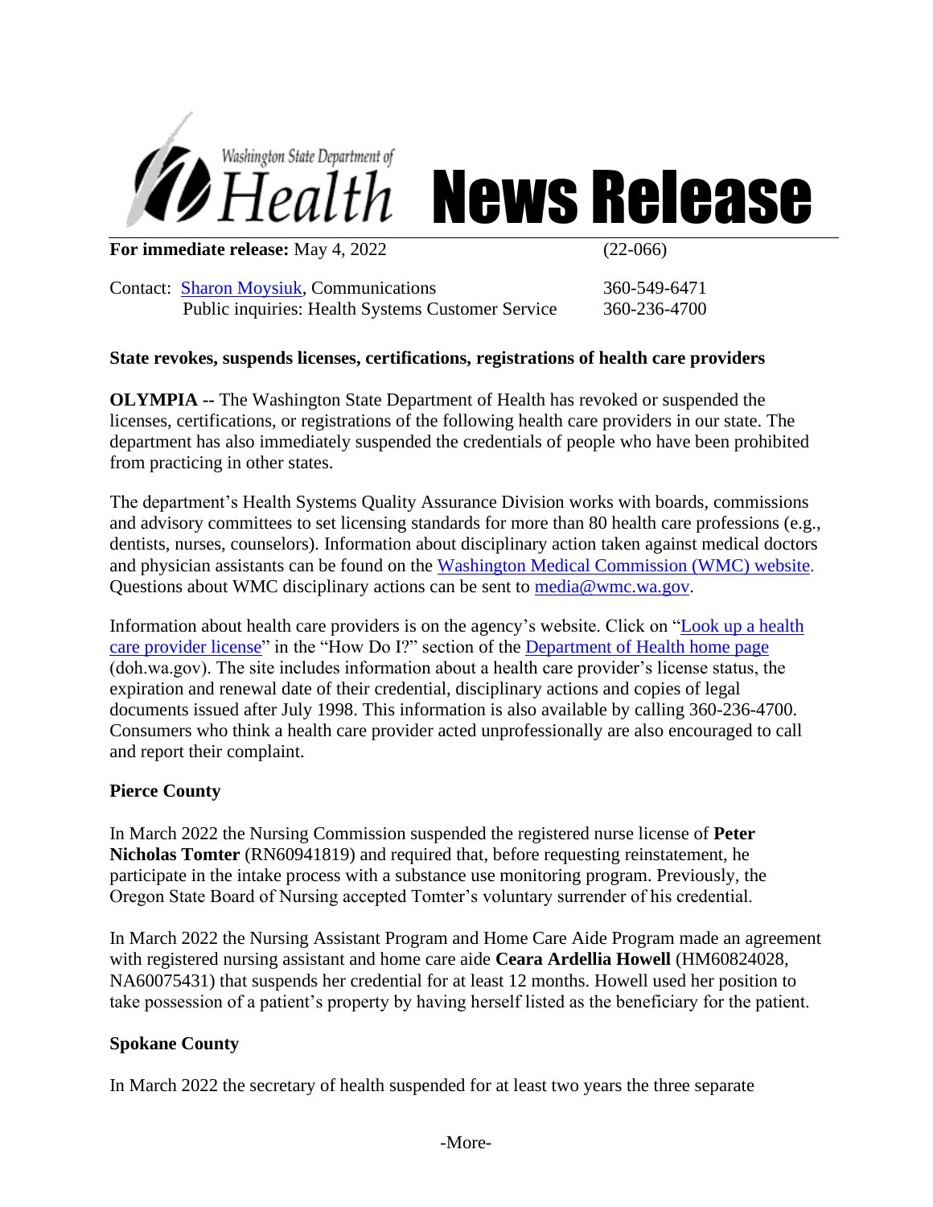Washington State Department of Health

# News Release

**For immediate release:** May 4, 2022 (22-066)

Contact: Sharon Moysiuk, Communications 360-549-6471
Public inquiries: Health Systems Customer Service 360-236-4700

**State revokes, suspends licenses, certifications, registrations of health care providers**

**OLYMPIA --** The Washington State Department of Health has revoked or suspended the licenses, certifications, or registrations of the following health care providers in our state. The department has also immediately suspended the credentials of people who have been prohibited from practicing in other states.

The department's Health Systems Quality Assurance Division works with boards, commissions and advisory committees to set licensing standards for more than 80 health care professions (e.g., dentists, nurses, counselors). Information about disciplinary action taken against medical doctors and physician assistants can be found on the Washington Medical Commission (WMC) website. Questions about WMC disciplinary actions can be sent to media@wmc.wa.gov.

Information about health care providers is on the agency's website. Click on "Look up a health care provider license" in the "How Do I?" section of the Department of Health home page (doh.wa.gov). The site includes information about a health care provider's license status, the expiration and renewal date of their credential, disciplinary actions and copies of legal documents issued after July 1998. This information is also available by calling 360-236-4700. Consumers who think a health care provider acted unprofessionally are also encouraged to call and report their complaint.

**Pierce County**

In March 2022 the Nursing Commission suspended the registered nurse license of **Peter Nicholas Tomter** (RN60941819) and required that, before requesting reinstatement, he participate in the intake process with a substance use monitoring program. Previously, the Oregon State Board of Nursing accepted Tomter's voluntary surrender of his credential.

In March 2022 the Nursing Assistant Program and Home Care Aide Program made an agreement with registered nursing assistant and home care aide **Ceara Ardellia Howell** (HM60824028, NA60075431) that suspends her credential for at least 12 months. Howell used her position to take possession of a patient's property by having herself listed as the beneficiary for the patient.

**Spokane County**

In March 2022 the secretary of health suspended for at least two years the three separate

-More-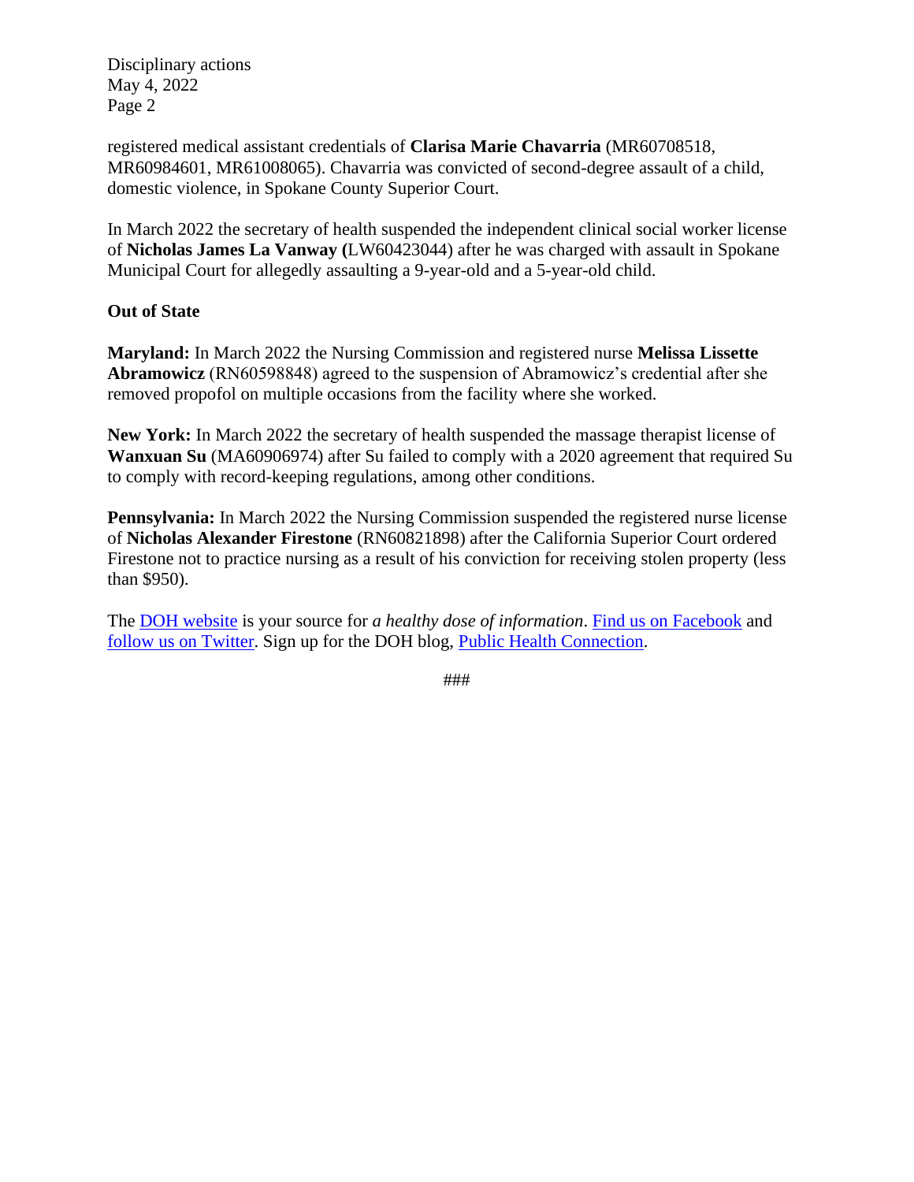registered medical assistant credentials of **Clarisa Marie Chavarria** (MR60708518, MR60984601, MR61008065). Chavarria was convicted of second-degree assault of a child, domestic violence, in Spokane County Superior Court.

In March 2022 the secretary of health suspended the independent clinical social worker license of **Nicholas James La Vanway (**LW60423044) after he was charged with assault in Spokane Municipal Court for allegedly assaulting a 9-year-old and a 5-year-old child.

**Out of State**

**Maryland:** In March 2022 the Nursing Commission and registered nurse **Melissa Lissette Abramowicz** (RN60598848) agreed to the suspension of Abramowicz's credential after she removed propofol on multiple occasions from the facility where she worked.

**New York:** In March 2022 the secretary of health suspended the massage therapist license of **Wanxuan Su** (MA60906974) after Su failed to comply with a 2020 agreement that required Su to comply with record-keeping regulations, among other conditions.

**Pennsylvania:** In March 2022 the Nursing Commission suspended the registered nurse license of **Nicholas Alexander Firestone** (RN60821898) after the California Superior Court ordered Firestone not to practice nursing as a result of his conviction for receiving stolen property (less than $950).

The DOH website is your source for *a healthy dose of information*. Find us on Facebook and follow us on Twitter. Sign up for the DOH blog, Public Health Connection.

###